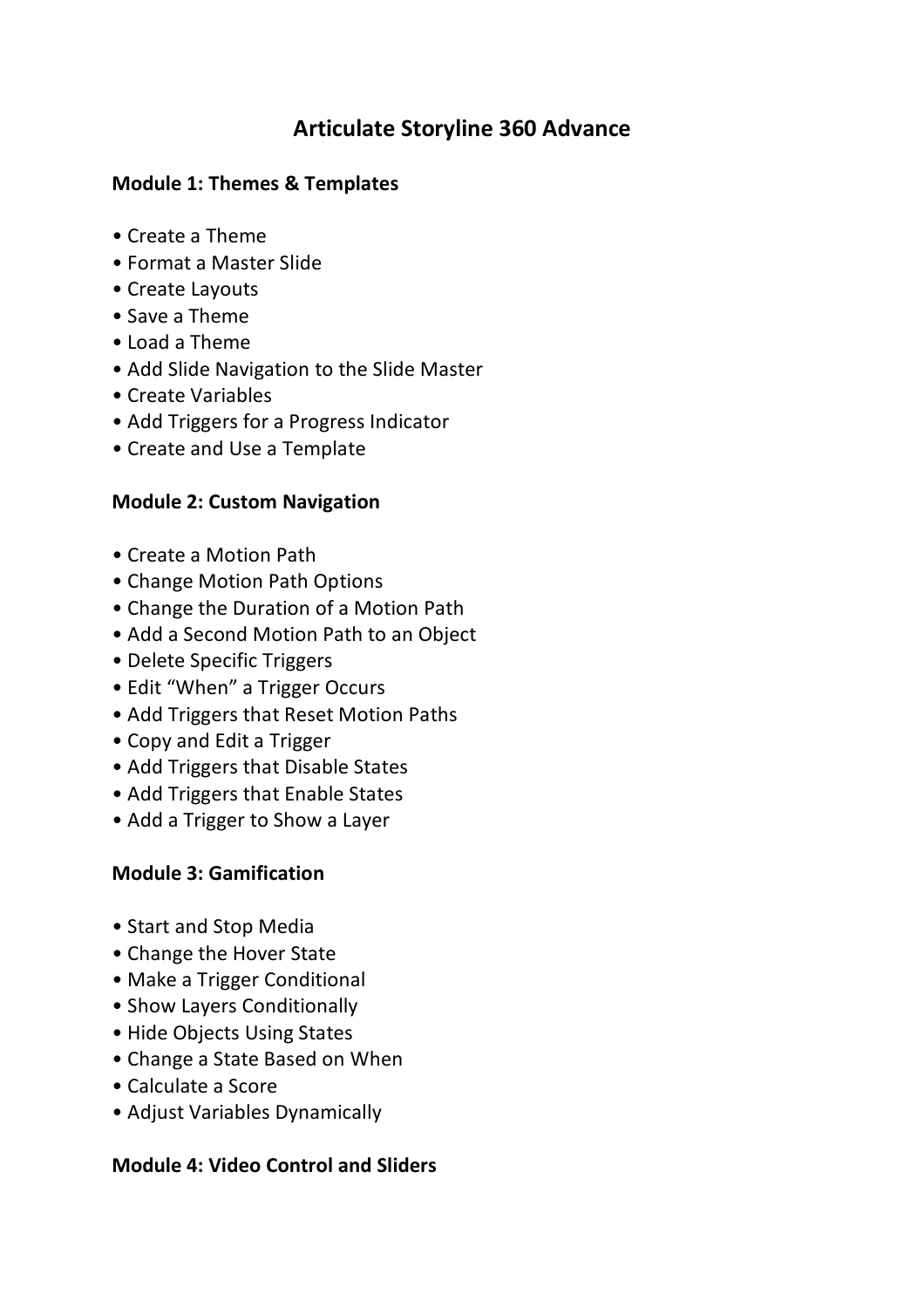# Articulate Storyline 360 Advance

## Module 1: Themes & Templates

- Create a Theme
- Format a Master Slide
- Create Layouts
- Save a Theme
- Load a Theme
- Add Slide Navigation to the Slide Master
- Create Variables
- Add Triggers for a Progress Indicator
- Create and Use a Template

## Module 2: Custom Navigation

- Create a Motion Path
- Change Motion Path Options
- Change the Duration of a Motion Path
- Add a Second Motion Path to an Object
- Delete Specific Triggers
- Edit "When" a Trigger Occurs
- Add Triggers that Reset Motion Paths
- Copy and Edit a Trigger
- Add Triggers that Disable States
- Add Triggers that Enable States
- Add a Trigger to Show a Layer

## Module 3: Gamification

- Start and Stop Media
- Change the Hover State
- Make a Trigger Conditional
- Show Layers Conditionally
- Hide Objects Using States
- Change a State Based on When
- Calculate a Score
- Adjust Variables Dynamically

## Module 4: Video Control and Sliders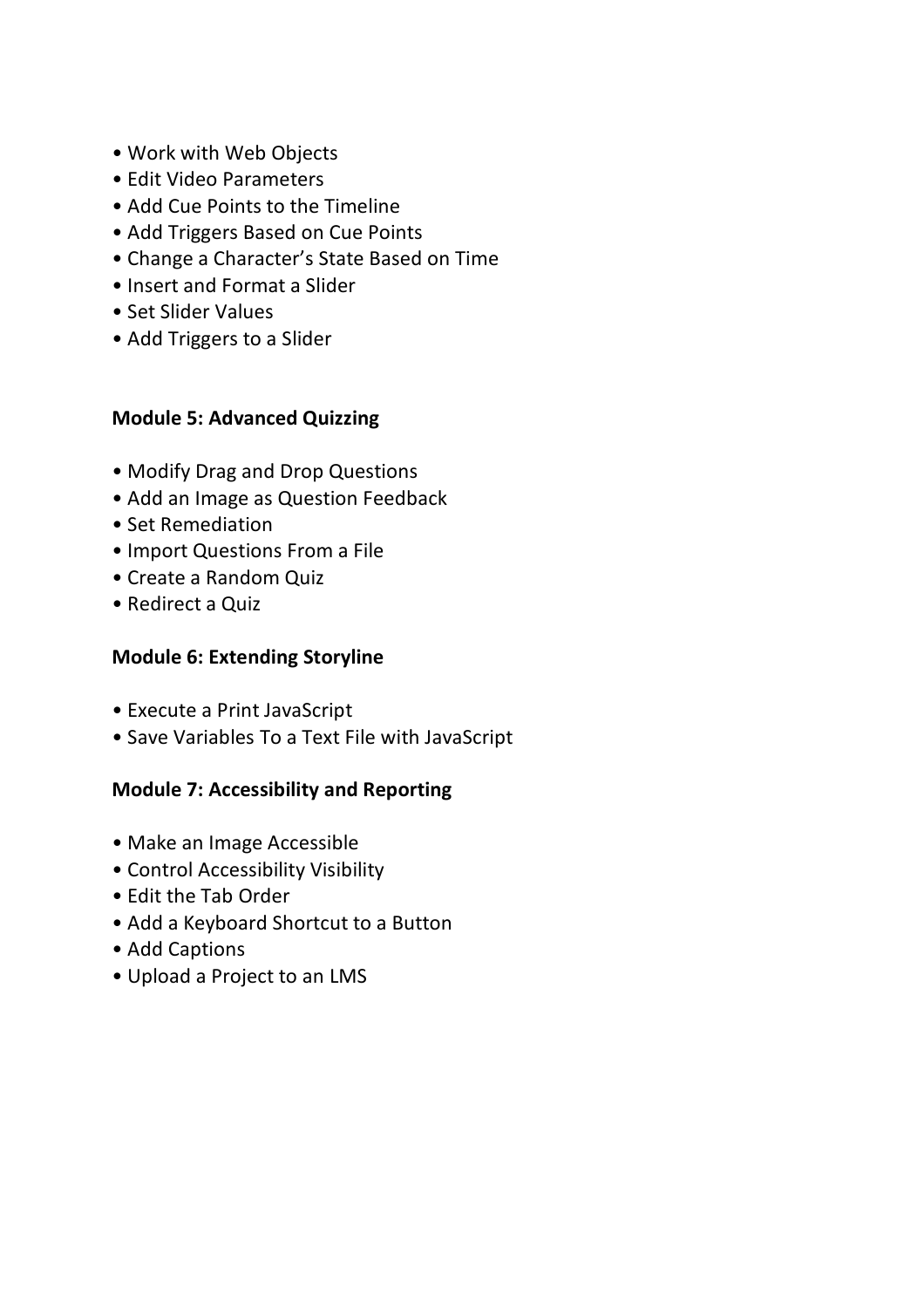- Work with Web Objects
- Edit Video Parameters
- Add Cue Points to the Timeline
- Add Triggers Based on Cue Points
- Change a Character's State Based on Time
- Insert and Format a Slider
- Set Slider Values
- Add Triggers to a Slider

**Module 5: Advanced Quizzing**

- Modify Drag and Drop Questions
- Add an Image as Question Feedback
- Set Remediation
- Import Questions From a File
- Create a Random Quiz
- Redirect a Quiz

**Module 6: Extending Storyline**

- Execute a Print JavaScript
- Save Variables To a Text File with JavaScript

**Module 7: Accessibility and Reporting**

- Make an Image Accessible
- Control Accessibility Visibility
- Edit the Tab Order
- Add a Keyboard Shortcut to a Button
- Add Captions
- Upload a Project to an LMS